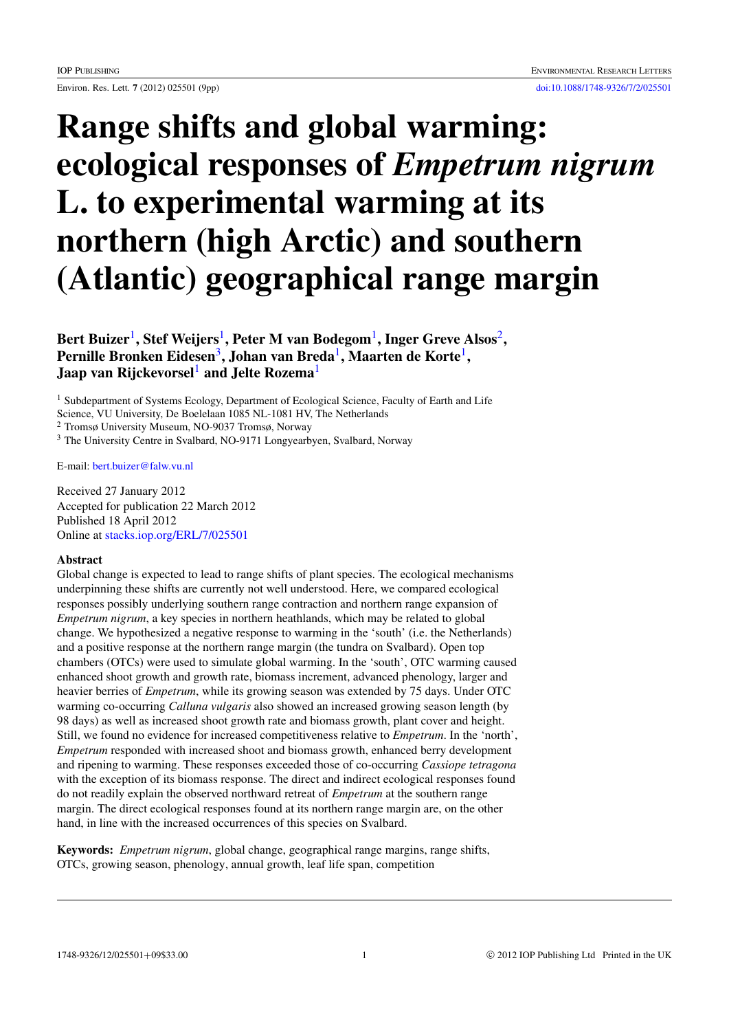# Range shifts and global warming: ecological responses of *Empetrum nigrum* L. to experimental warming at its northern (high Arctic) and southern (Atlantic) geographical range margin

**Bert Buizer[1], Stef Weijers[1], Peter M van Bodegom[1], Inger Greve Alsos[2], Pernille Bronken Eidesen[3], Johan van Breda[1], Maarten de Korte[1], Jaap van Rijckevorsel[1] and Jelte Rozema[1]**

[1] Subdepartment of Systems Ecology, Department of Ecological Science, Faculty of Earth and Life Science, VU University, De Boelelaan 1085 NL-1081 HV, The Netherlands

[2] Tromsø University Museum, NO-9037 Tromsø, Norway

[3] The University Centre in Svalbard, NO-9171 Longyearbyen, Svalbard, Norway

E-mail: bert.buizer@falw.vu.nl

Received 27 January 2012
Accepted for publication 22 March 2012
Published 18 April 2012
Online at stacks.iop.org/ERL/7/025501

## Abstract

Global change is expected to lead to range shifts of plant species. The ecological mechanisms underpinning these shifts are currently not well understood. Here, we compared ecological responses possibly underlying southern range contraction and northern range expansion of *Empetrum nigrum*, a key species in northern heathlands, which may be related to global change. We hypothesized a negative response to warming in the 'south' (i.e. the Netherlands) and a positive response at the northern range margin (the tundra on Svalbard). Open top chambers (OTCs) were used to simulate global warming. In the 'south', OTC warming caused enhanced shoot growth and growth rate, biomass increment, advanced phenology, larger and heavier berries of *Empetrum*, while its growing season was extended by 75 days. Under OTC warming co-occurring *Calluna vulgaris* also showed an increased growing season length (by 98 days) as well as increased shoot growth rate and biomass growth, plant cover and height. Still, we found no evidence for increased competitiveness relative to *Empetrum*. In the 'north', *Empetrum* responded with increased shoot and biomass growth, enhanced berry development and ripening to warming. These responses exceeded those of co-occurring *Cassiope tetragona* with the exception of its biomass response. The direct and indirect ecological responses found do not readily explain the observed northward retreat of *Empetrum* at the southern range margin. The direct ecological responses found at its northern range margin are, on the other hand, in line with the increased occurrences of this species on Svalbard.

**Keywords:** *Empetrum nigrum*, global change, geographical range margins, range shifts, OTCs, growing season, phenology, annual growth, leaf life span, competition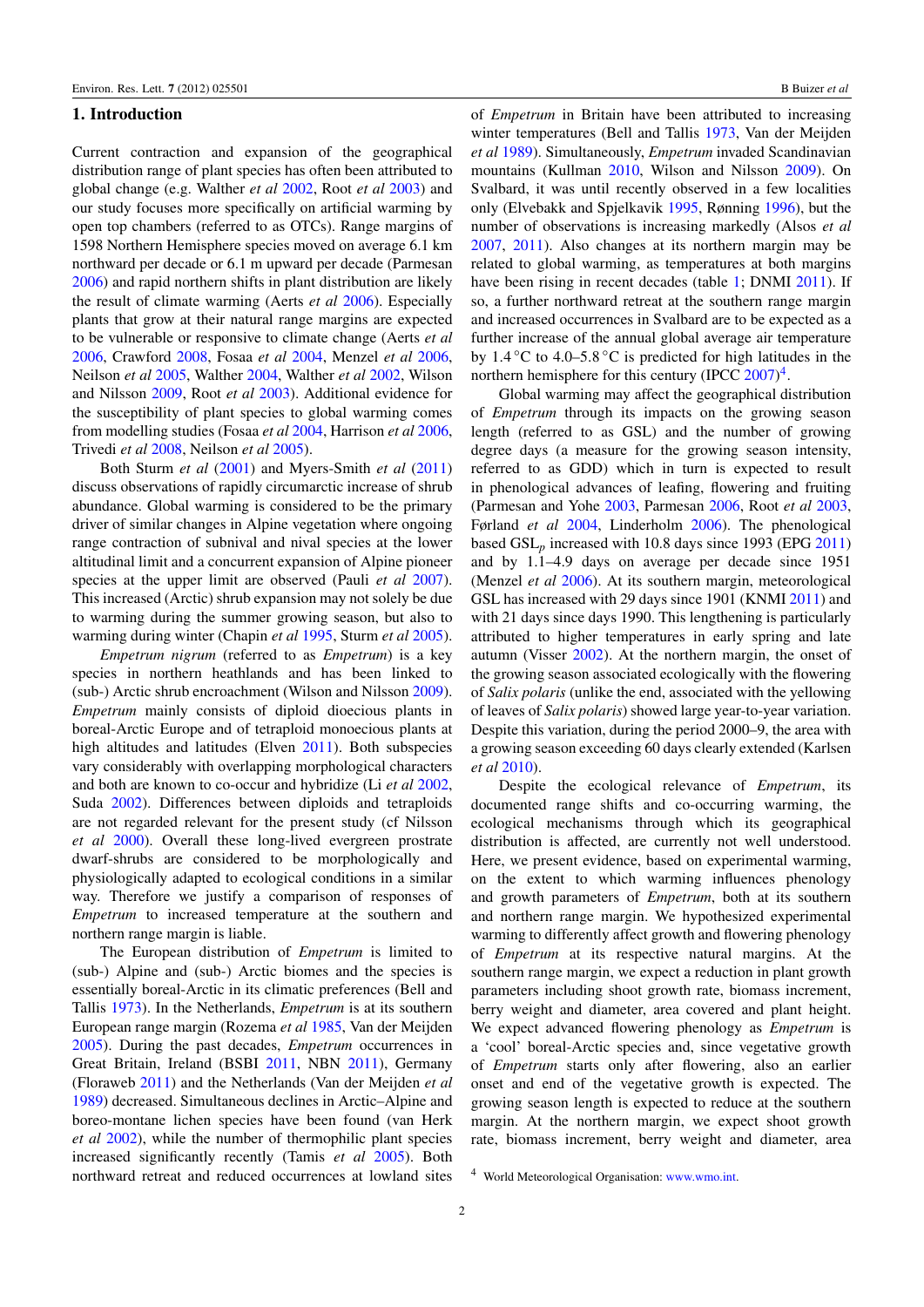## 1. Introduction

Current contraction and expansion of the geographical distribution range of plant species has often been attributed to global change (e.g. Walther *et al* 2002, Root *et al* 2003) and our study focuses more specifically on artificial warming by open top chambers (referred to as OTCs). Range margins of 1598 Northern Hemisphere species moved on average 6.1 km northward per decade or 6.1 m upward per decade (Parmesan 2006) and rapid northern shifts in plant distribution are likely the result of climate warming (Aerts *et al* 2006). Especially plants that grow at their natural range margins are expected to be vulnerable or responsive to climate change (Aerts *et al* 2006, Crawford 2008, Fosaa *et al* 2004, Menzel *et al* 2006, Neilson *et al* 2005, Walther 2004, Walther *et al* 2002, Wilson and Nilsson 2009, Root *et al* 2003). Additional evidence for the susceptibility of plant species to global warming comes from modelling studies (Fosaa *et al* 2004, Harrison *et al* 2006, Trivedi *et al* 2008, Neilson *et al* 2005).

Both Sturm *et al* (2001) and Myers-Smith *et al* (2011) discuss observations of rapidly circumarctic increase of shrub abundance. Global warming is considered to be the primary driver of similar changes in Alpine vegetation where ongoing range contraction of subnival and nival species at the lower altitudinal limit and a concurrent expansion of Alpine pioneer species at the upper limit are observed (Pauli *et al* 2007). This increased (Arctic) shrub expansion may not solely be due to warming during the summer growing season, but also to warming during winter (Chapin *et al* 1995, Sturm *et al* 2005).

*Empetrum nigrum* (referred to as *Empetrum*) is a key species in northern heathlands and has been linked to (sub-) Arctic shrub encroachment (Wilson and Nilsson 2009). *Empetrum* mainly consists of diploid dioecious plants in boreal-Arctic Europe and of tetraploid monoecious plants at high altitudes and latitudes (Elven 2011). Both subspecies vary considerably with overlapping morphological characters and both are known to co-occur and hybridize (Li *et al* 2002, Suda 2002). Differences between diploids and tetraploids are not regarded relevant for the present study (cf Nilsson *et al* 2000). Overall these long-lived evergreen prostrate dwarf-shrubs are considered to be morphologically and physiologically adapted to ecological conditions in a similar way. Therefore we justify a comparison of responses of *Empetrum* to increased temperature at the southern and northern range margin is liable.

The European distribution of *Empetrum* is limited to (sub-) Alpine and (sub-) Arctic biomes and the species is essentially boreal-Arctic in its climatic preferences (Bell and Tallis 1973). In the Netherlands, *Empetrum* is at its southern European range margin (Rozema *et al* 1985, Van der Meijden 2005). During the past decades, *Empetrum* occurrences in Great Britain, Ireland (BSBI 2011, NBN 2011), Germany (Floraweb 2011) and the Netherlands (Van der Meijden *et al* 1989) decreased. Simultaneous declines in Arctic–Alpine and boreo-montane lichen species have been found (van Herk *et al* 2002), while the number of thermophilic plant species increased significantly recently (Tamis *et al* 2005). Both northward retreat and reduced occurrences at lowland sites of *Empetrum* in Britain have been attributed to increasing winter temperatures (Bell and Tallis 1973, Van der Meijden *et al* 1989). Simultaneously, *Empetrum* invaded Scandinavian mountains (Kullman 2010, Wilson and Nilsson 2009). On Svalbard, it was until recently observed in a few localities only (Elvebakk and Spjelkavik 1995, Rønning 1996), but the number of observations is increasing markedly (Alsos *et al* 2007, 2011). Also changes at its northern margin may be related to global warming, as temperatures at both margins have been rising in recent decades (table 1; DNMI 2011). If so, a further northward retreat at the southern range margin and increased occurrences in Svalbard are to be expected as a further increase of the annual global average air temperature by 1.4 °C to 4.0–5.8 °C is predicted for high latitudes in the northern hemisphere for this century (IPCC 2007)[4].

Global warming may affect the geographical distribution of *Empetrum* through its impacts on the growing season length (referred to as GSL) and the number of growing degree days (a measure for the growing season intensity, referred to as GDD) which in turn is expected to result in phenological advances of leafing, flowering and fruiting (Parmesan and Yohe 2003, Parmesan 2006, Root *et al* 2003, Førland *et al* 2004, Linderholm 2006). The phenological based $GSL_p$ increased with 10.8 days since 1993 (EPG 2011) and by 1.1–4.9 days on average per decade since 1951 (Menzel *et al* 2006). At its southern margin, meteorological GSL has increased with 29 days since 1901 (KNMI 2011) and with 21 days since days 1990. This lengthening is particularly attributed to higher temperatures in early spring and late autumn (Visser 2002). At the northern margin, the onset of the growing season associated ecologically with the flowering of *Salix polaris* (unlike the end, associated with the yellowing of leaves of *Salix polaris*) showed large year-to-year variation. Despite this variation, during the period 2000–9, the area with a growing season exceeding 60 days clearly extended (Karlsen *et al* 2010).

Despite the ecological relevance of *Empetrum*, its documented range shifts and co-occurring warming, the ecological mechanisms through which its geographical distribution is affected, are currently not well understood. Here, we present evidence, based on experimental warming, on the extent to which warming influences phenology and growth parameters of *Empetrum*, both at its southern and northern range margin. We hypothesized experimental warming to differently affect growth and flowering phenology of *Empetrum* at its respective natural margins. At the southern range margin, we expect a reduction in plant growth parameters including shoot growth rate, biomass increment, berry weight and diameter, area covered and plant height. We expect advanced flowering phenology as *Empetrum* is a 'cool' boreal-Arctic species and, since vegetative growth of *Empetrum* starts only after flowering, also an earlier onset and end of the vegetative growth is expected. The growing season length is expected to reduce at the southern margin. At the northern margin, we expect shoot growth rate, biomass increment, berry weight and diameter, area

[4] World Meteorological Organisation: www.wmo.int.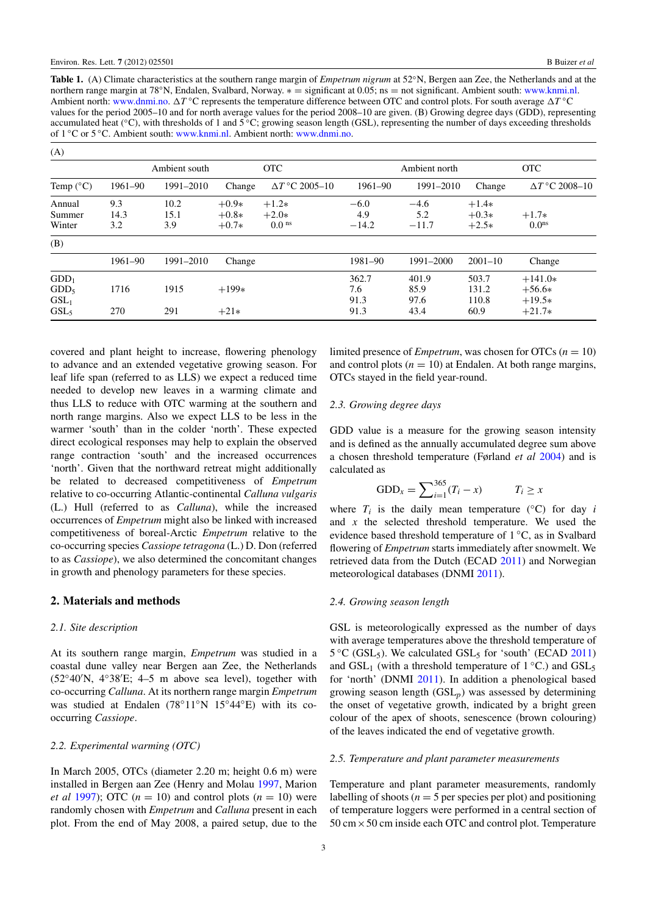**Table 1.** (A) Climate characteristics at the southern range margin of *Empetrum nigrum* at 52°N, Bergen aan Zee, the Netherlands and at the northern range margin at 78°N, Endalen, Svalbard, Norway. ∗ = significant at 0.05; ns = not significant. Ambient south: www.knmi.nl. Ambient north: www.dnmi.no. $\Delta T$ °C represents the temperature difference between OTC and control plots. For south average $\Delta T$ °C values for the period 2005–10 and for north average values for the period 2008–10 are given. (B) Growing degree days (GDD), representing accumulated heat (°C), with thresholds of 1 and 5 °C; growing season length (GSL), representing the number of days exceeding thresholds of 1 °C or 5 °C. Ambient south: www.knmi.nl. Ambient north: www.dnmi.no.

(A)

| | Ambient south | | | OTC | Ambient north | | | OTC |
|---|---|---|---|---|---|---|---|---|
| Temp (°C) | 1961–90 | 1991–2010 | Change | $\Delta T$ °C 2005–10 | 1961–90 | 1991–2010 | Change | $\Delta T$ °C 2008–10 |
| Annual | 9.3 | 10.2 | +0.9∗ | +1.2∗ | −6.0 | −4.6 | +1.4∗ | |
| Summer | 14.3 | 15.1 | +0.8∗ | +2.0∗ | 4.9 | 5.2 | +0.3∗ | +1.7∗ |
| Winter | 3.2 | 3.9 | +0.7∗ | 0.0 ns | −14.2 | −11.7 | +2.5∗ | 0.0ns |

(B)

| | 1961–90 | 1991–2010 | Change | 1981–90 | 1991–2000 | 2001–10 | Change |
|---|---|---|---|---|---|---|---|
| $GDD_1$ | | | | 362.7 | 401.9 | 503.7 | +141.0∗ |
| $GDD_5$ | 1716 | 1915 | +199∗ | 7.6 | 85.9 | 131.2 | +56.6∗ |
| $GSL_1$ | | | | 91.3 | 97.6 | 110.8 | +19.5∗ |
| $GSL_5$ | 270 | 291 | +21∗ | 91.3 | 43.4 | 60.9 | +21.7∗ |

covered and plant height to increase, flowering phenology to advance and an extended vegetative growing season. For leaf life span (referred to as LLS) we expect a reduced time needed to develop new leaves in a warming climate and thus LLS to reduce with OTC warming at the southern and north range margins. Also we expect LLS to be less in the warmer 'south' than in the colder 'north'. These expected direct ecological responses may help to explain the observed range contraction 'south' and the increased occurrences 'north'. Given that the northward retreat might additionally be related to decreased competitiveness of *Empetrum* relative to co-occurring Atlantic-continental *Calluna vulgaris* (L.) Hull (referred to as *Calluna*), while the increased occurrences of *Empetrum* might also be linked with increased competitiveness of boreal-Arctic *Empetrum* relative to the co-occurring species *Cassiope tetragona* (L.) D. Don (referred to as *Cassiope*), we also determined the concomitant changes in growth and phenology parameters for these species.

## 2. Materials and methods

### 2.1. Site description

At its southern range margin, *Empetrum* was studied in a coastal dune valley near Bergen aan Zee, the Netherlands (52°40′N, 4°38′E; 4–5 m above sea level), together with co-occurring *Calluna*. At its northern range margin *Empetrum* was studied at Endalen (78°11′N 15°44′E) with its co-occurring *Cassiope*.

### 2.2. Experimental warming (OTC)

In March 2005, OTCs (diameter 2.20 m; height 0.6 m) were installed in Bergen aan Zee (Henry and Molau 1997, Marion *et al* 1997); OTC ($n = 10$) and control plots ($n = 10$) were randomly chosen with *Empetrum* and *Calluna* present in each plot. From the end of May 2008, a paired setup, due to the limited presence of *Empetrum*, was chosen for OTCs ($n = 10$) and control plots ($n = 10$) at Endalen. At both range margins, OTCs stayed in the field year-round.

### 2.3. Growing degree days

GDD value is a measure for the growing season intensity and is defined as the annually accumulated degree sum above a chosen threshold temperature (Førland *et al* 2004) and is calculated as

$$\mathrm{GDD}_x = \sum_{i=1}^{365}(T_i - x) \qquad T_i \geq x$$

where $T_i$ is the daily mean temperature (°C) for day $i$ and $x$ the selected threshold temperature. We used the evidence based threshold temperature of 1 °C, as in Svalbard flowering of *Empetrum* starts immediately after snowmelt. We retrieved data from the Dutch (ECAD 2011) and Norwegian meteorological databases (DNMI 2011).

### 2.4. Growing season length

GSL is meteorologically expressed as the number of days with average temperatures above the threshold temperature of 5 °C ($GSL_5$). We calculated $GSL_5$ for 'south' (ECAD 2011) and $GSL_1$ (with a threshold temperature of 1 °C.) and $GSL_5$ for 'north' (DNMI 2011). In addition a phenological based growing season length ($GSL_p$) was assessed by determining the onset of vegetative growth, indicated by a bright green colour of the apex of shoots, senescence (brown colouring) of the leaves indicated the end of vegetative growth.

### 2.5. Temperature and plant parameter measurements

Temperature and plant parameter measurements, randomly labelling of shoots ($n = 5$ per species per plot) and positioning of temperature loggers were performed in a central section of 50 cm × 50 cm inside each OTC and control plot. Temperature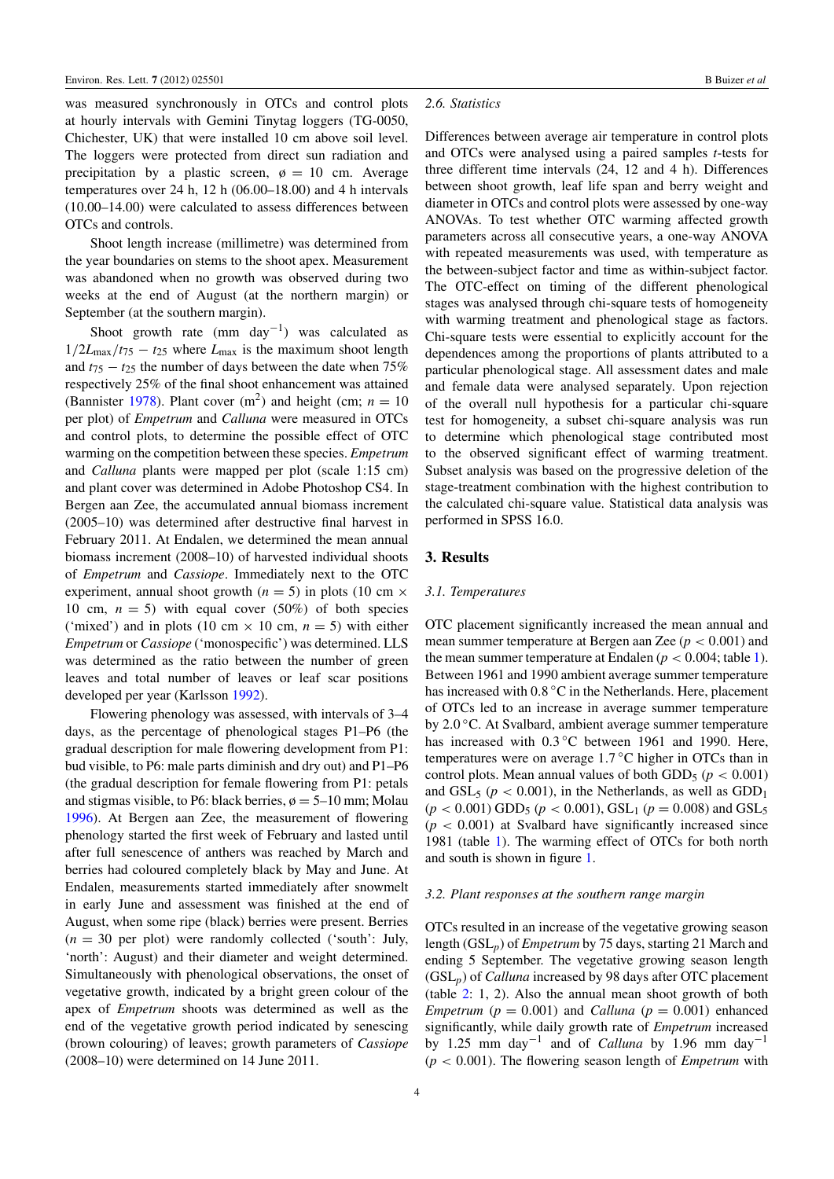was measured synchronously in OTCs and control plots at hourly intervals with Gemini Tinytag loggers (TG-0050, Chichester, UK) that were installed 10 cm above soil level. The loggers were protected from direct sun radiation and precipitation by a plastic screen, ø = 10 cm. Average temperatures over 24 h, 12 h (06.00–18.00) and 4 h intervals (10.00–14.00) were calculated to assess differences between OTCs and controls.

Shoot length increase (millimetre) was determined from the year boundaries on stems to the shoot apex. Measurement was abandoned when no growth was observed during two weeks at the end of August (at the northern margin) or September (at the southern margin).

Shoot growth rate (mm $day^{-1}$) was calculated as $1/2L_{max}/t_{75} - t_{25}$ where $L_{max}$ is the maximum shoot length and $t_{75} - t_{25}$ the number of days between the date when 75% respectively 25% of the final shoot enhancement was attained (Bannister 1978). Plant cover ($m^2$) and height (cm; $n = 10$ per plot) of *Empetrum* and *Calluna* were measured in OTCs and control plots, to determine the possible effect of OTC warming on the competition between these species. *Empetrum* and *Calluna* plants were mapped per plot (scale 1:15 cm) and plant cover was determined in Adobe Photoshop CS4. In Bergen aan Zee, the accumulated annual biomass increment (2005–10) was determined after destructive final harvest in February 2011. At Endalen, we determined the mean annual biomass increment (2008–10) of harvested individual shoots of *Empetrum* and *Cassiope*. Immediately next to the OTC experiment, annual shoot growth ($n = 5$) in plots (10 cm × 10 cm, $n = 5$) with equal cover (50%) of both species ('mixed') and in plots (10 cm × 10 cm, $n = 5$) with either *Empetrum* or *Cassiope* ('monospecific') was determined. LLS was determined as the ratio between the number of green leaves and total number of leaves or leaf scar positions developed per year (Karlsson 1992).

Flowering phenology was assessed, with intervals of 3–4 days, as the percentage of phenological stages P1–P6 (the gradual description for male flowering development from P1: bud visible, to P6: male parts diminish and dry out) and P1–P6 (the gradual description for female flowering from P1: petals and stigmas visible, to P6: black berries, ø = 5–10 mm; Molau 1996). At Bergen aan Zee, the measurement of flowering phenology started the first week of February and lasted until after full senescence of anthers was reached by March and berries had coloured completely black by May and June. At Endalen, measurements started immediately after snowmelt in early June and assessment was finished at the end of August, when some ripe (black) berries were present. Berries ($n = 30$ per plot) were randomly collected ('south': July, 'north': August) and their diameter and weight determined. Simultaneously with phenological observations, the onset of vegetative growth, indicated by a bright green colour of the apex of *Empetrum* shoots was determined as well as the end of the vegetative growth period indicated by senescing (brown colouring) of leaves; growth parameters of *Cassiope* (2008–10) were determined on 14 June 2011.

### 2.6. Statistics

Differences between average air temperature in control plots and OTCs were analysed using a paired samples $t$-tests for three different time intervals (24, 12 and 4 h). Differences between shoot growth, leaf life span and berry weight and diameter in OTCs and control plots were assessed by one-way ANOVAs. To test whether OTC warming affected growth parameters across all consecutive years, a one-way ANOVA with repeated measurements was used, with temperature as the between-subject factor and time as within-subject factor. The OTC-effect on timing of the different phenological stages was analysed through chi-square tests of homogeneity with warming treatment and phenological stage as factors. Chi-square tests were essential to explicitly account for the dependences among the proportions of plants attributed to a particular phenological stage. All assessment dates and male and female data were analysed separately. Upon rejection of the overall null hypothesis for a particular chi-square test for homogeneity, a subset chi-square analysis was run to determine which phenological stage contributed most to the observed significant effect of warming treatment. Subset analysis was based on the progressive deletion of the stage-treatment combination with the highest contribution to the calculated chi-square value. Statistical data analysis was performed in SPSS 16.0.

## 3. Results

### 3.1. Temperatures

OTC placement significantly increased the mean annual and mean summer temperature at Bergen aan Zee ($p < 0.001$) and the mean summer temperature at Endalen ($p < 0.004$; table 1). Between 1961 and 1990 ambient average summer temperature has increased with 0.8 °C in the Netherlands. Here, placement of OTCs led to an increase in average summer temperature by 2.0 °C. At Svalbard, ambient average summer temperature has increased with 0.3 °C between 1961 and 1990. Here, temperatures were on average 1.7 °C higher in OTCs than in control plots. Mean annual values of both $GDD_5$ ($p < 0.001$) and $GSL_5$ ($p < 0.001$), in the Netherlands, as well as $GDD_1$ ($p < 0.001$) $GDD_5$ ($p < 0.001$), $GSL_1$ ($p = 0.008$) and $GSL_5$ ($p < 0.001$) at Svalbard have significantly increased since 1981 (table 1). The warming effect of OTCs for both north and south is shown in figure 1.

### 3.2. Plant responses at the southern range margin

OTCs resulted in an increase of the vegetative growing season length ($GSL_p$) of *Empetrum* by 75 days, starting 21 March and ending 5 September. The vegetative growing season length ($GSL_p$) of *Calluna* increased by 98 days after OTC placement (table 2: 1, 2). Also the annual mean shoot growth of both *Empetrum* ($p = 0.001$) and *Calluna* ($p = 0.001$) enhanced significantly, while daily growth rate of *Empetrum* increased by 1.25 mm $day^{-1}$ and of *Calluna* by 1.96 mm $day^{-1}$ ($p < 0.001$). The flowering season length of *Empetrum* with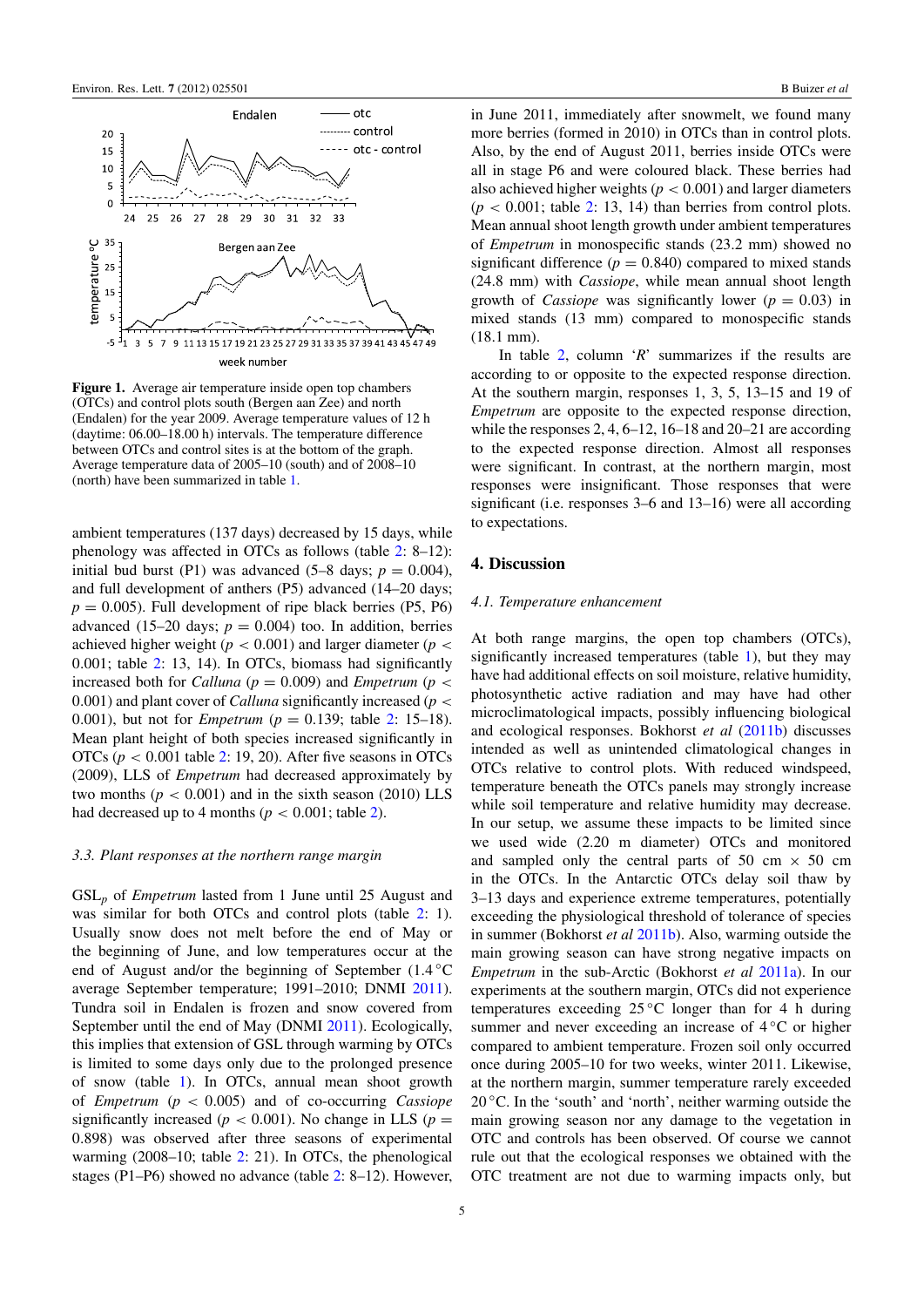**Figure 1.** Average air temperature inside open top chambers (OTCs) and control plots south (Bergen aan Zee) and north (Endalen) for the year 2009. Average temperature values of 12 h (daytime: 06.00–18.00 h) intervals. The temperature difference between OTCs and control sites is at the bottom of the graph. Average temperature data of 2005–10 (south) and of 2008–10 (north) have been summarized in table 1.

ambient temperatures (137 days) decreased by 15 days, while phenology was affected in OTCs as follows (table 2: 8–12): initial bud burst (P1) was advanced (5–8 days; $p = 0.004$), and full development of anthers (P5) advanced (14–20 days; $p = 0.005$). Full development of ripe black berries (P5, P6) advanced (15–20 days; $p = 0.004$) too. In addition, berries achieved higher weight ($p < 0.001$) and larger diameter ($p < 0.001$; table 2: 13, 14). In OTCs, biomass had significantly increased both for *Calluna* ($p = 0.009$) and *Empetrum* ($p < 0.001$) and plant cover of *Calluna* significantly increased ($p < 0.001$), but not for *Empetrum* ($p = 0.139$; table 2: 15–18). Mean plant height of both species increased significantly in OTCs ($p < 0.001$ table 2: 19, 20). After five seasons in OTCs (2009), LLS of *Empetrum* had decreased approximately by two months ($p < 0.001$) and in the sixth season (2010) LLS had decreased up to 4 months ($p < 0.001$; table 2).

### 3.3. Plant responses at the northern range margin

$GSL_p$ of *Empetrum* lasted from 1 June until 25 August and was similar for both OTCs and control plots (table 2: 1). Usually snow does not melt before the end of May or the beginning of June, and low temperatures occur at the end of August and/or the beginning of September (1.4 °C average September temperature; 1991–2010; DNMI 2011). Tundra soil in Endalen is frozen and snow covered from September until the end of May (DNMI 2011). Ecologically, this implies that extension of GSL through warming by OTCs is limited to some days only due to the prolonged presence of snow (table 1). In OTCs, annual mean shoot growth of *Empetrum* ($p < 0.005$) and of co-occurring *Cassiope* significantly increased ($p < 0.001$). No change in LLS ($p = 0.898$) was observed after three seasons of experimental warming (2008–10; table 2: 21). In OTCs, the phenological stages (P1–P6) showed no advance (table 2: 8–12). However, in June 2011, immediately after snowmelt, we found many more berries (formed in 2010) in OTCs than in control plots. Also, by the end of August 2011, berries inside OTCs were all in stage P6 and were coloured black. These berries had also achieved higher weights ($p < 0.001$) and larger diameters ($p < 0.001$; table 2: 13, 14) than berries from control plots. Mean annual shoot length growth under ambient temperatures of *Empetrum* in monospecific stands (23.2 mm) showed no significant difference ($p = 0.840$) compared to mixed stands (24.8 mm) with *Cassiope*, while mean annual shoot length growth of *Cassiope* was significantly lower ($p = 0.03$) in mixed stands (13 mm) compared to monospecific stands (18.1 mm).

In table 2, column '*R*' summarizes if the results are according to or opposite to the expected response direction. At the southern margin, responses 1, 3, 5, 13–15 and 19 of *Empetrum* are opposite to the expected response direction, while the responses 2, 4, 6–12, 16–18 and 20–21 are according to the expected response direction. Almost all responses were significant. In contrast, at the northern margin, most responses were insignificant. Those responses that were significant (i.e. responses 3–6 and 13–16) were all according to expectations.

## 4. Discussion

### 4.1. Temperature enhancement

At both range margins, the open top chambers (OTCs), significantly increased temperatures (table 1), but they may have had additional effects on soil moisture, relative humidity, photosynthetic active radiation and may have had other microclimatological impacts, possibly influencing biological and ecological responses. Bokhorst *et al* (2011b) discusses intended as well as unintended climatological changes in OTCs relative to control plots. With reduced windspeed, temperature beneath the OTCs panels may strongly increase while soil temperature and relative humidity may decrease. In our setup, we assume these impacts to be limited since we used wide (2.20 m diameter) OTCs and monitored and sampled only the central parts of 50 cm × 50 cm in the OTCs. In the Antarctic OTCs delay soil thaw by 3–13 days and experience extreme temperatures, potentially exceeding the physiological threshold of tolerance of species in summer (Bokhorst *et al* 2011b). Also, warming outside the main growing season can have strong negative impacts on *Empetrum* in the sub-Arctic (Bokhorst *et al* 2011a). In our experiments at the southern margin, OTCs did not experience temperatures exceeding 25 °C longer than for 4 h during summer and never exceeding an increase of 4 °C or higher compared to ambient temperature. Frozen soil only occurred once during 2005–10 for two weeks, winter 2011. Likewise, at the northern margin, summer temperature rarely exceeded 20 °C. In the 'south' and 'north', neither warming outside the main growing season nor any damage to the vegetation in OTC and controls has been observed. Of course we cannot rule out that the ecological responses we obtained with the OTC treatment are not due to warming impacts only, but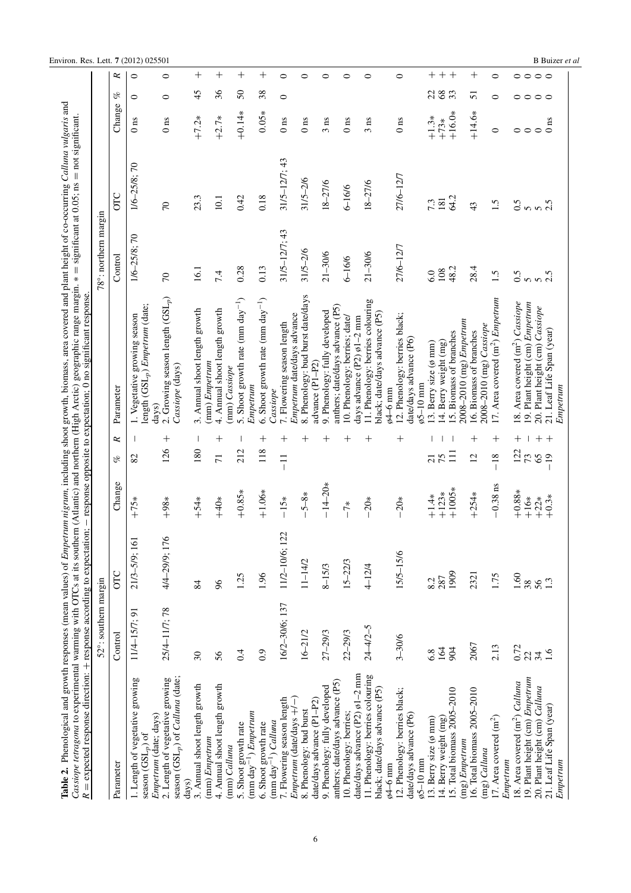**Table 2.** Phenological and growth responses (mean values) of *Empetrum nigrum*, including shoot growth, biomass, area covered and plant height of co-occurring *Calluna vulgaris* and *Cassiope tetragona* to experimental warming with OTCs at its southern (Atlantic) and northern (High Arctic) geographic range margin. * = significant at 0.05; ns = not significant. *R* = expected response direction: + response according to expectation; − response opposite to expectation; 0 no significant response.

| | 52°: southern margin | | | | | 78°: northern margin | | | | | |
|---|---|---|---|---|---|---|---|---|---|---|---|
| Parameter | Control | OTC | Change | % | *R* | Parameter | Control | OTC | Change | % | *R* |
| 1. Length of vegetative growing season ($GSL_p$) of *Empetrum* (date; days) | 11/4–15/7; 91 | 21/3–5/9; 161 | +75* | 82 | − | 1. Vegetative growing season length ($GSL_p$) *Empetrum* (date; days) | 1/6–25/8; 70 | 1/6–25/8; 70 | 0 ns | 0 | 0 |
| 2. Length of vegetative growing season ($GSL_p$) of *Calluna* (date; days) | 25/4–11/7; 78 | 4/4–29/9; 176 | +98* | 126 | + | 2. Growing season length ($GSL_p$) *Cassiope* (days) | 70 | 70 | 0 ns | 0 | 0 |
| 3. Annual shoot length growth (mm) *Empetrum* | 30 | 84 | +54* | 180 | − | 3. Annual shoot length growth (mm) *Empetrum* | 16.1 | 23.3 | +7.2* | 45 | + |
| 4. Annual shoot length growth (mm) *Calluna* | 56 | 96 | +40* | 71 | + | 4. Annual shoot length growth (mm) *Cassiope* | 7.4 | 10.1 | +2.7* | 36 | + |
| 5. Shoot growth rate (mm day$^{-1}$) *Empetrum* | 0.4 | 1.25 | +0.85* | 212 | − | 5. Shoot growth rate (mm day$^{-1}$) *Empetrum* | 0.28 | 0.42 | +0.14* | 50 | + |
| 6. Shoot growth rate (mm day$^{-1}$) *Calluna* | 0.9 | 1.96 | +1.06* | 118 | + | 6. Shoot growth rate (mm day$^{-1}$) *Cassiope* | 0.13 | 0.18 | 0.05* | 38 | + |
| 7. Flowering season length *Empetrum* (date/days +/−) | 16/2–30/6; 137 | 11/2–10/6; 122 | −15* | −11 | + | 7. Flowering season length *Empetrum* date/days advance | 31/5–12/7; 43 | 31/5–12/7; 43 | 0 ns | 0 | 0 |
| 8. Phenology: bud burst date/days advance (P1–P2) | 16–21/2 | 11–14/2 | −5–8* | | + | 8. Phenology: bud burst date/days advance (P1–P2) | 31/5–2/6 | 31/5–2/6 | 0 ns | | 0 |
| 9. Phenology: fully developed anthers; date/days advance (P5) | 27–29/3 | 8–15/3 | −14–20* | | + | 9. Phenology: fully developed anthers; date/days advance (P5) | 21–30/6 | 18–27/6 | 3 ns | | 0 |
| 10. Phenology: berries; date/days advance (P2) ø1–2 mm | 22–29/3 | 15–22/3 | −7* | | + | 10. Phenology: berries; date/days advance (P2) ø1–2 mm | 6–16/6 | 6–16/6 | 0 ns | | 0 |
| 11. Phenology: berries colouring black; date/days advance (P5) ø4–6 mm | 24–4/2–5 | 4–12/4 | −20* | | + | 11. Phenology: berries colouring black; date/days advance (P5) ø4–6 mm | 21–30/6 | 18–27/6 | 3 ns | | 0 |
| 12. Phenology: berries black; date/days advance (P6) ø5–10 mm | 3–30/6 | 15/5–15/6 | −20* | | + | 12. Phenology: berries black; date/days advance (P6) ø5–10 mm | 27/6–12/7 | 27/6–12/7 | 0 ns | | 0 |
| 13. Berry size (ø mm) | 6.8 | 8.2 | +1.4* | 21 | − | 13. Berry size (ø mm) | 6.0 | 7.3 | +1.3* | 22 | + |
| 14. Berry weight (mg) | 164 | 287 | +123* | 75 | − | 14. Berry weight (mg) | 108 | 181 | +73* | 68 | + |
| 15. Total biomass 2005–2010 (mg) *Empetrum* | 904 | 1909 | +1005* | 111 | − | 15. Biomass of branches 2008–2010 (mg) *Empetrum* | 48.2 | 64.2 | +16.0* | 33 | + |
| 16. Total biomass 2005–2010 (mg) *Calluna* | 2067 | 2321 | +254* | 12 | + | 16. Biomass of branches 2008–2010 (mg) *Cassiope* | 28.4 | 43 | +14.6* | 51 | + |
| 17. Area covered (m$^2$) *Empetrum* | 2.13 | 1.75 | −0.38 ns | −18 | + | 17. Area covered (m$^2$) *Empetrum* | 1.5 | 1.5 | 0 | 0 | 0 |
| 18. Area covered (m$^2$) *Calluna* | 0.72 | 1.60 | +0.88* | 122 | + | 18. Area covered (m$^2$) *Cassiope* | 0.5 | 0.5 | 0 | 0 | 0 |
| 19. Plant height (cm) *Empetrum* | 22 | 38 | +16* | 73 | − | 19. Plant height (cm) *Empetrum* | 5 | 5 | 0 | 0 | 0 |
| 20. Plant height (cm) *Calluna* | 34 | 56 | +22* | 65 | + | 20. Plant height (cm) *Cassiope* | 5 | 5 | 0 | 0 | 0 |
| 21. Leaf Life Span (year) *Empetrum* | 1.6 | 1.3 | +0.3* | −19 | + | 21. Leaf Life Span (year) *Empetrum* | 2.5 | 2.5 | 0 ns | 0 | 0 |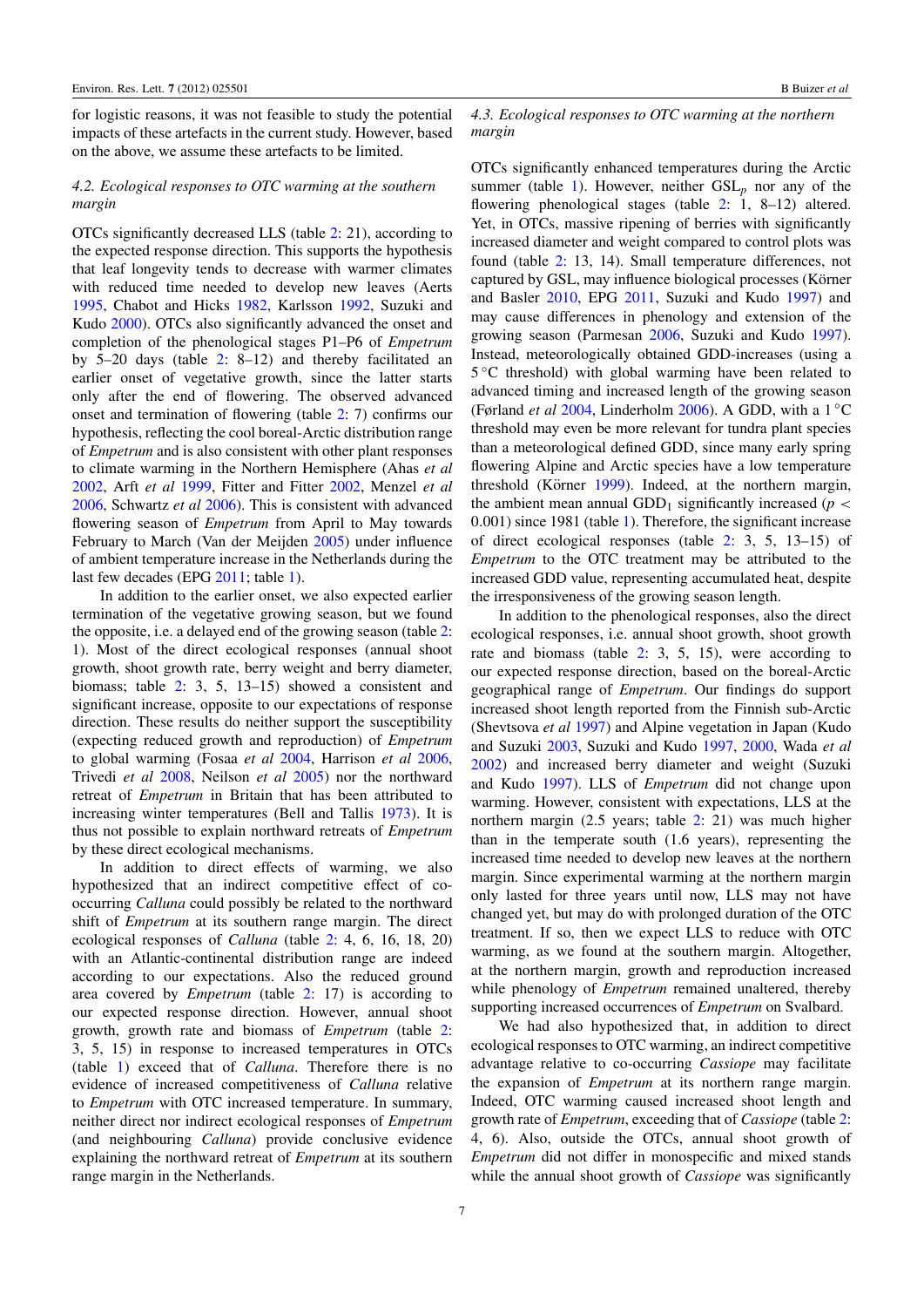for logistic reasons, it was not feasible to study the potential impacts of these artefacts in the current study. However, based on the above, we assume these artefacts to be limited.

### 4.2. Ecological responses to OTC warming at the southern margin

OTCs significantly decreased LLS (table 2: 21), according to the expected response direction. This supports the hypothesis that leaf longevity tends to decrease with warmer climates with reduced time needed to develop new leaves (Aerts 1995, Chabot and Hicks 1982, Karlsson 1992, Suzuki and Kudo 2000). OTCs also significantly advanced the onset and completion of the phenological stages P1–P6 of *Empetrum* by 5–20 days (table 2: 8–12) and thereby facilitated an earlier onset of vegetative growth, since the latter starts only after the end of flowering. The observed advanced onset and termination of flowering (table 2: 7) confirms our hypothesis, reflecting the cool boreal-Arctic distribution range of *Empetrum* and is also consistent with other plant responses to climate warming in the Northern Hemisphere (Ahas *et al* 2002, Arft *et al* 1999, Fitter and Fitter 2002, Menzel *et al* 2006, Schwartz *et al* 2006). This is consistent with advanced flowering season of *Empetrum* from April to May towards February to March (Van der Meijden 2005) under influence of ambient temperature increase in the Netherlands during the last few decades (EPG 2011; table 1).

In addition to the earlier onset, we also expected earlier termination of the vegetative growing season, but we found the opposite, i.e. a delayed end of the growing season (table 2: 1). Most of the direct ecological responses (annual shoot growth, shoot growth rate, berry weight and berry diameter, biomass; table 2: 3, 5, 13–15) showed a consistent and significant increase, opposite to our expectations of response direction. These results do neither support the susceptibility (expecting reduced growth and reproduction) of *Empetrum* to global warming (Fosaa *et al* 2004, Harrison *et al* 2006, Trivedi *et al* 2008, Neilson *et al* 2005) nor the northward retreat of *Empetrum* in Britain that has been attributed to increasing winter temperatures (Bell and Tallis 1973). It is thus not possible to explain northward retreats of *Empetrum* by these direct ecological mechanisms.

In addition to direct effects of warming, we also hypothesized that an indirect competitive effect of co-occurring *Calluna* could possibly be related to the northward shift of *Empetrum* at its southern range margin. The direct ecological responses of *Calluna* (table 2: 4, 6, 16, 18, 20) with an Atlantic-continental distribution range are indeed according to our expectations. Also the reduced ground area covered by *Empetrum* (table 2: 17) is according to our expected response direction. However, annual shoot growth, growth rate and biomass of *Empetrum* (table 2: 3, 5, 15) in response to increased temperatures in OTCs (table 1) exceed that of *Calluna*. Therefore there is no evidence of increased competitiveness of *Calluna* relative to *Empetrum* with OTC increased temperature. In summary, neither direct nor indirect ecological responses of *Empetrum* (and neighbouring *Calluna*) provide conclusive evidence explaining the northward retreat of *Empetrum* at its southern range margin in the Netherlands.

### 4.3. Ecological responses to OTC warming at the northern margin

OTCs significantly enhanced temperatures during the Arctic summer (table 1). However, neither $GSL_p$ nor any of the flowering phenological stages (table 2: 1, 8–12) altered. Yet, in OTCs, massive ripening of berries with significantly increased diameter and weight compared to control plots was found (table 2: 13, 14). Small temperature differences, not captured by GSL, may influence biological processes (Körner and Basler 2010, EPG 2011, Suzuki and Kudo 1997) and may cause differences in phenology and extension of the growing season (Parmesan 2006, Suzuki and Kudo 1997). Instead, meteorologically obtained GDD-increases (using a 5 °C threshold) with global warming have been related to advanced timing and increased length of the growing season (Førland *et al* 2004, Linderholm 2006). A GDD, with a 1 °C threshold may even be more relevant for tundra plant species than a meteorological defined GDD, since many early spring flowering Alpine and Arctic species have a low temperature threshold (Körner 1999). Indeed, at the northern margin, the ambient mean annual $GDD_1$ significantly increased ($p < 0.001$) since 1981 (table 1). Therefore, the significant increase of direct ecological responses (table 2: 3, 5, 13–15) of *Empetrum* to the OTC treatment may be attributed to the increased GDD value, representing accumulated heat, despite the irresponsiveness of the growing season length.

In addition to the phenological responses, also the direct ecological responses, i.e. annual shoot growth, shoot growth rate and biomass (table 2: 3, 5, 15), were according to our expected response direction, based on the boreal-Arctic geographical range of *Empetrum*. Our findings do support increased shoot length reported from the Finnish sub-Arctic (Shevtsova *et al* 1997) and Alpine vegetation in Japan (Kudo and Suzuki 2003, Suzuki and Kudo 1997, 2000, Wada *et al* 2002) and increased berry diameter and weight (Suzuki and Kudo 1997). LLS of *Empetrum* did not change upon warming. However, consistent with expectations, LLS at the northern margin (2.5 years; table 2: 21) was much higher than in the temperate south (1.6 years), representing the increased time needed to develop new leaves at the northern margin. Since experimental warming at the northern margin only lasted for three years until now, LLS may not have changed yet, but may do with prolonged duration of the OTC treatment. If so, then we expect LLS to reduce with OTC warming, as we found at the southern margin. Altogether, at the northern margin, growth and reproduction increased while phenology of *Empetrum* remained unaltered, thereby supporting increased occurrences of *Empetrum* on Svalbard.

We had also hypothesized that, in addition to direct ecological responses to OTC warming, an indirect competitive advantage relative to co-occurring *Cassiope* may facilitate the expansion of *Empetrum* at its northern range margin. Indeed, OTC warming caused increased shoot length and growth rate of *Empetrum*, exceeding that of *Cassiope* (table 2: 4, 6). Also, outside the OTCs, annual shoot growth of *Empetrum* did not differ in monospecific and mixed stands while the annual shoot growth of *Cassiope* was significantly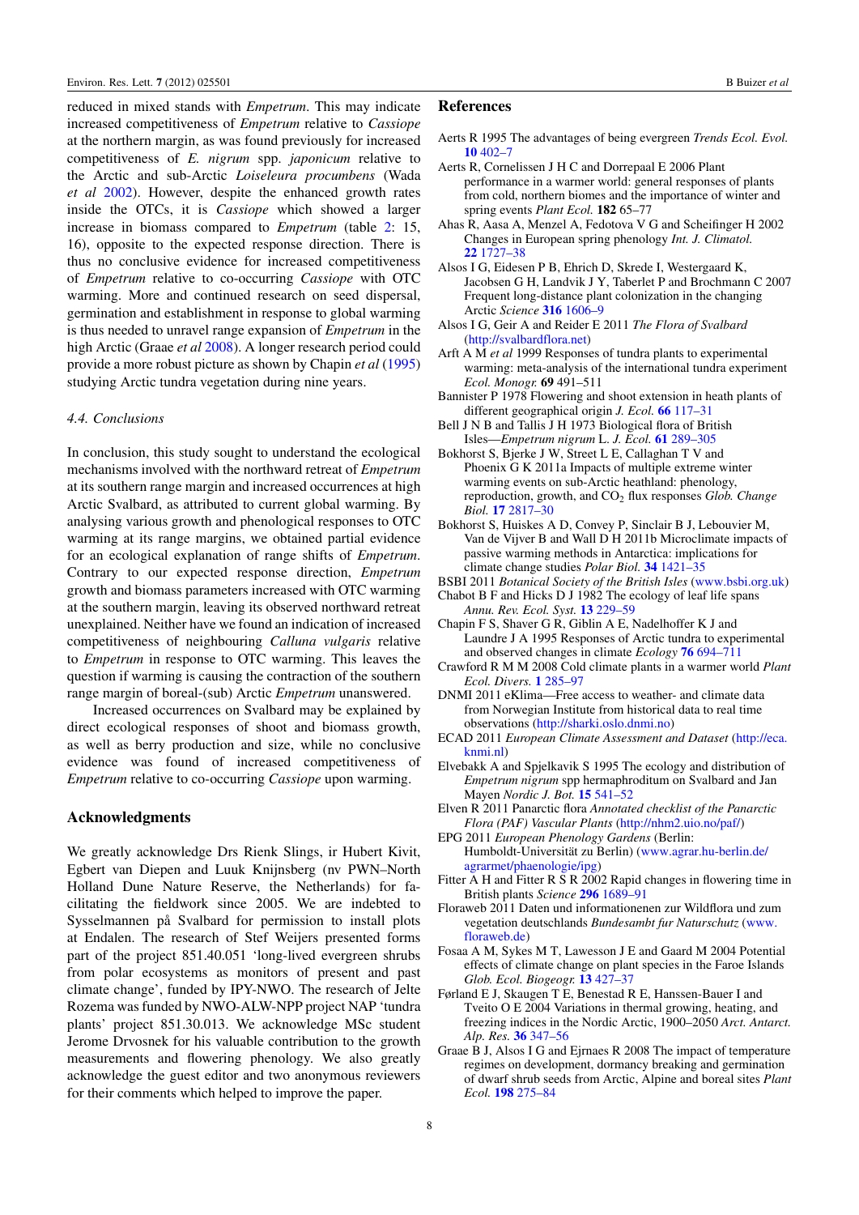reduced in mixed stands with *Empetrum*. This may indicate increased competitiveness of *Empetrum* relative to *Cassiope* at the northern margin, as was found previously for increased competitiveness of *E. nigrum* spp. *japonicum* relative to the Arctic and sub-Arctic *Loiseleura procumbens* (Wada *et al* 2002). However, despite the enhanced growth rates inside the OTCs, it is *Cassiope* which showed a larger increase in biomass compared to *Empetrum* (table 2: 15, 16), opposite to the expected response direction. There is thus no conclusive evidence for increased competitiveness of *Empetrum* relative to co-occurring *Cassiope* with OTC warming. More and continued research on seed dispersal, germination and establishment in response to global warming is thus needed to unravel range expansion of *Empetrum* in the high Arctic (Graae *et al* 2008). A longer research period could provide a more robust picture as shown by Chapin *et al* (1995) studying Arctic tundra vegetation during nine years.

### *4.4. Conclusions*

In conclusion, this study sought to understand the ecological mechanisms involved with the northward retreat of *Empetrum* at its southern range margin and increased occurrences at high Arctic Svalbard, as attributed to current global warming. By analysing various growth and phenological responses to OTC warming at its range margins, we obtained partial evidence for an ecological explanation of range shifts of *Empetrum*. Contrary to our expected response direction, *Empetrum* growth and biomass parameters increased with OTC warming at the southern margin, leaving its observed northward retreat unexplained. Neither have we found an indication of increased competitiveness of neighbouring *Calluna vulgaris* relative to *Empetrum* in response to OTC warming. This leaves the question if warming is causing the contraction of the southern range margin of boreal-(sub) Arctic *Empetrum* unanswered.

Increased occurrences on Svalbard may be explained by direct ecological responses of shoot and biomass growth, as well as berry production and size, while no conclusive evidence was found of increased competitiveness of *Empetrum* relative to co-occurring *Cassiope* upon warming.

## Acknowledgments

We greatly acknowledge Drs Rienk Slings, ir Hubert Kivit, Egbert van Diepen and Luuk Knijnsberg (nv PWN–North Holland Dune Nature Reserve, the Netherlands) for facilitating the fieldwork since 2005. We are indebted to Sysselmannen på Svalbard for permission to install plots at Endalen. The research of Stef Weijers presented forms part of the project 851.40.051 'long-lived evergreen shrubs from polar ecosystems as monitors of present and past climate change', funded by IPY-NWO. The research of Jelte Rozema was funded by NWO-ALW-NPP project NAP 'tundra plants' project 851.30.013. We acknowledge MSc student Jerome Drvosnek for his valuable contribution to the growth measurements and flowering phenology. We also greatly acknowledge the guest editor and two anonymous reviewers for their comments which helped to improve the paper.

## References

Aerts R 1995 The advantages of being evergreen *Trends Ecol. Evol.* **10** 402–7

Aerts R, Cornelissen J H C and Dorrepaal E 2006 Plant performance in a warmer world: general responses of plants from cold, northern biomes and the importance of winter and spring events *Plant Ecol.* **182** 65–77

Ahas R, Aasa A, Menzel A, Fedotova V G and Scheifinger H 2002 Changes in European spring phenology *Int. J. Climatol.* **22** 1727–38

Alsos I G, Eidesen P B, Ehrich D, Skrede I, Westergaard K, Jacobsen G H, Landvik J Y, Taberlet P and Brochmann C 2007 Frequent long-distance plant colonization in the changing Arctic *Science* **316** 1606–9

Alsos I G, Geir A and Reider E 2011 *The Flora of Svalbard* (http://svalbardflora.net)

Arft A M *et al* 1999 Responses of tundra plants to experimental warming: meta-analysis of the international tundra experiment *Ecol. Monogr.* **69** 491–511

Bannister P 1978 Flowering and shoot extension in heath plants of different geographical origin *J. Ecol.* **66** 117–31

Bell J N B and Tallis J H 1973 Biological flora of British Isles—*Empetrum nigrum* L. *J. Ecol.* **61** 289–305

Bokhorst S, Bjerke J W, Street L E, Callaghan T V and Phoenix G K 2011a Impacts of multiple extreme winter warming events on sub-Arctic heathland: phenology, reproduction, growth, and $CO_2$ flux responses *Glob. Change Biol.* **17** 2817–30

Bokhorst S, Huiskes A D, Convey P, Sinclair B J, Lebouvier M, Van de Vijver B and Wall D H 2011b Microclimate impacts of passive warming methods in Antarctica: implications for climate change studies *Polar Biol.* **34** 1421–35

BSBI 2011 *Botanical Society of the British Isles* (www.bsbi.org.uk)

Chabot B F and Hicks D J 1982 The ecology of leaf life spans *Annu. Rev. Ecol. Syst.* **13** 229–59

Chapin F S, Shaver G R, Giblin A E, Nadelhoffer K J and Laundre J A 1995 Responses of Arctic tundra to experimental and observed changes in climate *Ecology* **76** 694–711

Crawford R M M 2008 Cold climate plants in a warmer world *Plant Ecol. Divers.* **1** 285–97

DNMI 2011 eKlima—Free access to weather- and climate data from Norwegian Institute from historical data to real time observations (http://sharki.oslo.dnmi.no)

ECAD 2011 *European Climate Assessment and Dataset* (http://eca.knmi.nl)

Elvebakk A and Spjelkavik S 1995 The ecology and distribution of *Empetrum nigrum* spp hermaphroditum on Svalbard and Jan Mayen *Nordic J. Bot.* **15** 541–52

Elven R 2011 Panarctic flora *Annotated checklist of the Panarctic Flora (PAF) Vascular Plants* (http://nhm2.uio.no/paf/)

EPG 2011 *European Phenology Gardens* (Berlin: Humboldt-Universität zu Berlin) (www.agrar.hu-berlin.de/agrarmet/phaenologie/ipg)

Fitter A H and Fitter R S R 2002 Rapid changes in flowering time in British plants *Science* **296** 1689–91

Floraweb 2011 Daten und informationenen zur Wildflora und zum vegetation deutschlands *Bundesambt fur Naturschutz* (www.floraweb.de)

Fosaa A M, Sykes M T, Lawesson J E and Gaard M 2004 Potential effects of climate change on plant species in the Faroe Islands *Glob. Ecol. Biogeogr.* **13** 427–37

Førland E J, Skaugen T E, Benestad R E, Hanssen-Bauer I and Tveito O E 2004 Variations in thermal growing, heating, and freezing indices in the Nordic Arctic, 1900–2050 *Arct. Antarct. Alp. Res.* **36** 347–56

Graae B J, Alsos I G and Ejrnaes R 2008 The impact of temperature regimes on development, dormancy breaking and germination of dwarf shrub seeds from Arctic, Alpine and boreal sites *Plant Ecol.* **198** 275–84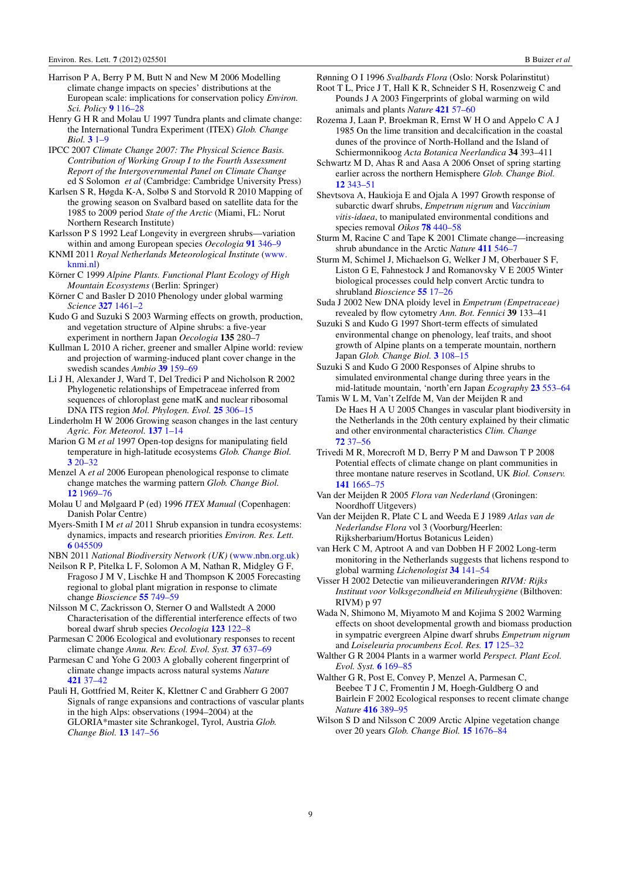Harrison P A, Berry P M, Butt N and New M 2006 Modelling climate change impacts on species' distributions at the European scale: implications for conservation policy *Environ. Sci. Policy* **9** 116–28

Henry G H R and Molau U 1997 Tundra plants and climate change: the International Tundra Experiment (ITEX) *Glob. Change Biol.* **3** 1–9

IPCC 2007 *Climate Change 2007: The Physical Science Basis. Contribution of Working Group I to the Fourth Assessment Report of the Intergovernmental Panel on Climate Change* ed S Solomon *et al* (Cambridge: Cambridge University Press)

Karlsen S R, Høgda K-A, Solbø S and Storvold R 2010 Mapping of the growing season on Svalbard based on satellite data for the 1985 to 2009 period *State of the Arctic* (Miami, FL: Norut Northern Research Institute)

Karlsson P S 1992 Leaf Longevity in evergreen shrubs—variation within and among European species *Oecologia* **91** 346–9

KNMI 2011 *Royal Netherlands Meteorological Institute* (www.knmi.nl)

Körner C 1999 *Alpine Plants. Functional Plant Ecology of High Mountain Ecosystems* (Berlin: Springer)

Körner C and Basler D 2010 Phenology under global warming *Science* **327** 1461–2

Kudo G and Suzuki S 2003 Warming effects on growth, production, and vegetation structure of Alpine shrubs: a five-year experiment in northern Japan *Oecologia* **135** 280–7

Kullman L 2010 A richer, greener and smaller Alpine world: review and projection of warming-induced plant cover change in the swedish scandes *Ambio* **39** 159–69

Li J H, Alexander J, Ward T, Del Tredici P and Nicholson R 2002 Phylogenetic relationships of Empetraceae inferred from sequences of chloroplast gene matK and nuclear ribosomal DNA ITS region *Mol. Phylogen. Evol.* **25** 306–15

Linderholm H W 2006 Growing season changes in the last century *Agric. For. Meteorol.* **137** 1–14

Marion G M *et al* 1997 Open-top designs for manipulating field temperature in high-latitude ecosystems *Glob. Change Biol.* **3** 20–32

Menzel A *et al* 2006 European phenological response to climate change matches the warming pattern *Glob. Change Biol.* **12** 1969–76

Molau U and Mølgaard P (ed) 1996 *ITEX Manual* (Copenhagen: Danish Polar Centre)

Myers-Smith I M *et al* 2011 Shrub expansion in tundra ecosystems: dynamics, impacts and research priorities *Environ. Res. Lett.* **6** 045509

NBN 2011 *National Biodiversity Network (UK)* (www.nbn.org.uk)

Neilson R P, Pitelka L F, Solomon A M, Nathan R, Midgley G F, Fragoso J M V, Lischke H and Thompson K 2005 Forecasting regional to global plant migration in response to climate change *Bioscience* **55** 749–59

Nilsson M C, Zackrisson O, Sterner O and Wallstedt A 2000 Characterisation of the differential interference effects of two boreal dwarf shrub species *Oecologia* **123** 122–8

Parmesan C 2006 Ecological and evolutionary responses to recent climate change *Annu. Rev. Ecol. Evol. Syst.* **37** 637–69

Parmesan C and Yohe G 2003 A globally coherent fingerprint of climate change impacts across natural systems *Nature* **421** 37–42

Pauli H, Gottfried M, Reiter K, Klettner C and Grabherr G 2007 Signals of range expansions and contractions of vascular plants in the high Alps: observations (1994–2004) at the GLORIA*master site Schrankogel, Tyrol, Austria *Glob. Change Biol.* **13** 147–56

Rønning O I 1996 *Svalbards Flora* (Oslo: Norsk Polarinstitut)

Root T L, Price J T, Hall K R, Schneider S H, Rosenzweig C and Pounds J A 2003 Fingerprints of global warming on wild animals and plants *Nature* **421** 57–60

Rozema J, Laan P, Broekman R, Ernst W H O and Appelo C A J 1985 On the lime transition and decalcification in the coastal dunes of the province of North-Holland and the Island of Schiermonnikoog *Acta Botanica Neerlandica* **34** 393–411

Schwartz M D, Ahas R and Aasa A 2006 Onset of spring starting earlier across the northern Hemisphere *Glob. Change Biol.* **12** 343–51

Shevtsova A, Haukioja E and Ojala A 1997 Growth response of subarctic dwarf shrubs, *Empetrum nigrum* and *Vaccinium vitis-idaea*, to manipulated environmental conditions and species removal *Oikos* **78** 440–58

Sturm M, Racine C and Tape K 2001 Climate change—increasing shrub abundance in the Arctic *Nature* **411** 546–7

Sturm M, Schimel J, Michaelson G, Welker J M, Oberbauer S F, Liston G E, Fahnestock J and Romanovsky V E 2005 Winter biological processes could help convert Arctic tundra to shrubland *Bioscience* **55** 17–26

Suda J 2002 New DNA ploidy level in *Empetrum (Empetraceae)* revealed by flow cytometry *Ann. Bot. Fennici* **39** 133–41

Suzuki S and Kudo G 1997 Short-term effects of simulated environmental change on phenology, leaf traits, and shoot growth of Alpine plants on a temperate mountain, northern Japan *Glob. Change Biol.* **3** 108–15

Suzuki S and Kudo G 2000 Responses of Alpine shrubs to simulated environmental change during three years in the mid-latitude mountain, 'north'ern Japan *Ecography* **23** 553–64

Tamis W L M, Van't Zelfde M, Van der Meijden R and De Haes H A U 2005 Changes in vascular plant biodiversity in the Netherlands in the 20th century explained by their climatic and other environmental characteristics *Clim. Change* **72** 37–56

Trivedi M R, Morecroft M D, Berry P M and Dawson T P 2008 Potential effects of climate change on plant communities in three montane nature reserves in Scotland, UK *Biol. Conserv.* **141** 1665–75

Van der Meijden R 2005 *Flora van Nederland* (Groningen: Noordhoff Uitgevers)

Van der Meijden R, Plate C L and Weeda E J 1989 *Atlas van de Nederlandse Flora* vol 3 (Voorburg/Heerlen: Rijksherbarium/Hortus Botanicus Leiden)

van Herk C M, Aptroot A and van Dobben H F 2002 Long-term monitoring in the Netherlands suggests that lichens respond to global warming *Lichenologist* **34** 141–54

Visser H 2002 Detectie van milieuveranderingen *RIVM: Rijks Instituut voor Volksgezondheid en Milieuhygiëne* (Bilthoven: RIVM) p 97

Wada N, Shimono M, Miyamoto M and Kojima S 2002 Warming effects on shoot developmental growth and biomass production in sympatric evergreen Alpine dwarf shrubs *Empetrum nigrum* and *Loiseleuria procumbens Ecol. Res.* **17** 125–32

Walther G R 2004 Plants in a warmer world *Perspect. Plant Ecol. Evol. Syst.* **6** 169–85

Walther G R, Post E, Convey P, Menzel A, Parmesan C, Beebee T J C, Fromentin J M, Hoegh-Guldberg O and Bairlein F 2002 Ecological responses to recent climate change *Nature* **416** 389–95

Wilson S D and Nilsson C 2009 Arctic Alpine vegetation change over 20 years *Glob. Change Biol.* **15** 1676–84